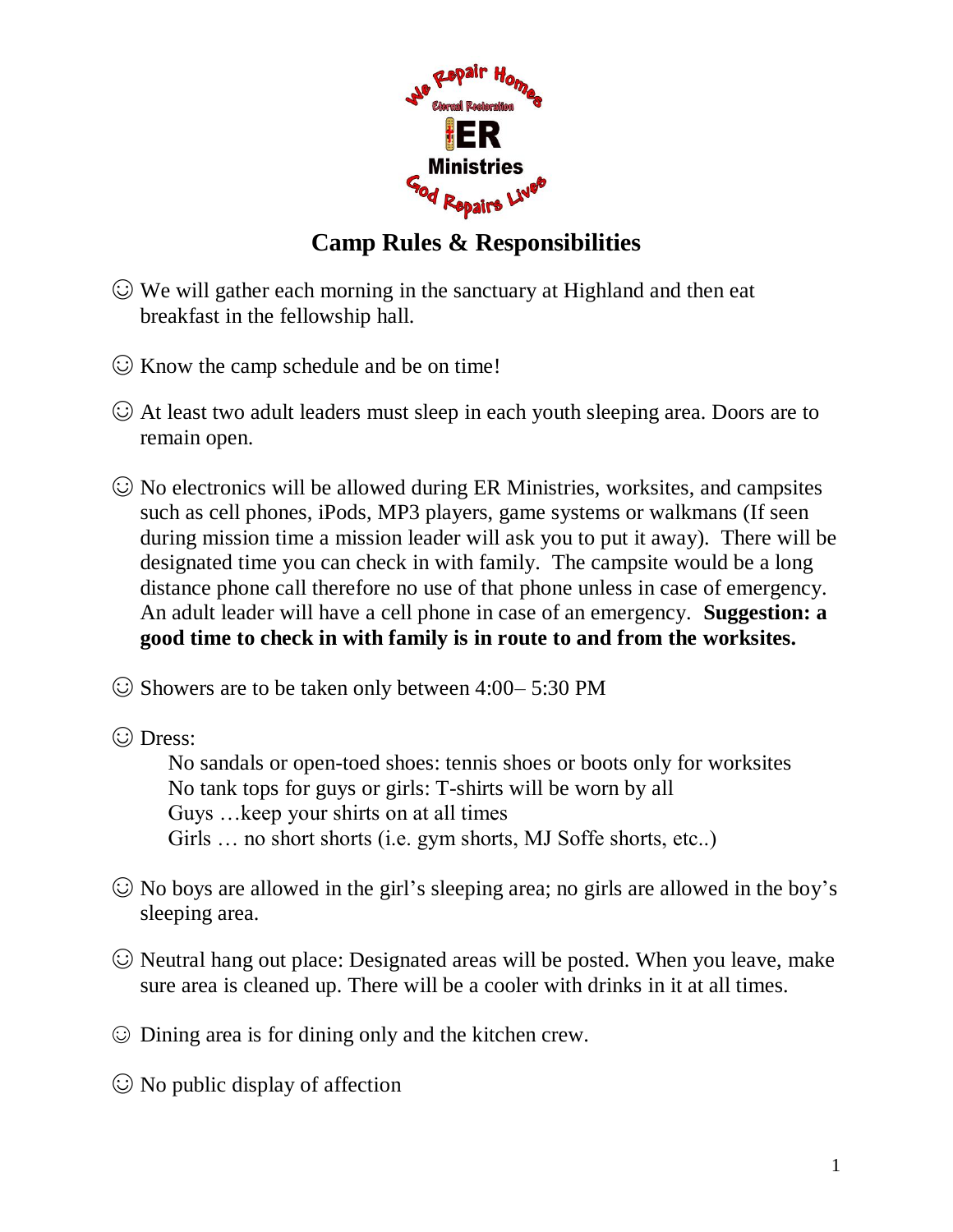# Camp Rules & Responsibilities

☺ We will gather each morning in the sanctuary at Highland and then eat breakfast in the fellowship hall.

☺ Know the camp schedule and be on time!

☺ At least two adult leaders must sleep in each youth sleeping area. Doors are to remain open.

☺ No electronics will be allowed during ER Ministries, worksites, and campsites such as cell phones, iPods, MP3 players, game systems or walkmans (If seen during mission time a mission leader will ask you to put it away). There will be designated time you can check in with family. The campsite would be a long distance phone call therefore no use of that phone unless in case of emergency. An adult leader will have a cell phone in case of an emergency. **Suggestion: a good time to check in with family is in route to and from the worksites.**

☺ Showers are to be taken only between 4:00– 5:30 PM

☺ Dress:

No sandals or open-toed shoes: tennis shoes or boots only for worksites
No tank tops for guys or girls: T-shirts will be worn by all
Guys …keep your shirts on at all times
Girls … no short shorts (i.e. gym shorts, MJ Soffe shorts, etc..)

☺ No boys are allowed in the girl's sleeping area; no girls are allowed in the boy's sleeping area.

☺ Neutral hang out place: Designated areas will be posted. When you leave, make sure area is cleaned up. There will be a cooler with drinks in it at all times.

☺ Dining area is for dining only and the kitchen crew.

☺ No public display of affection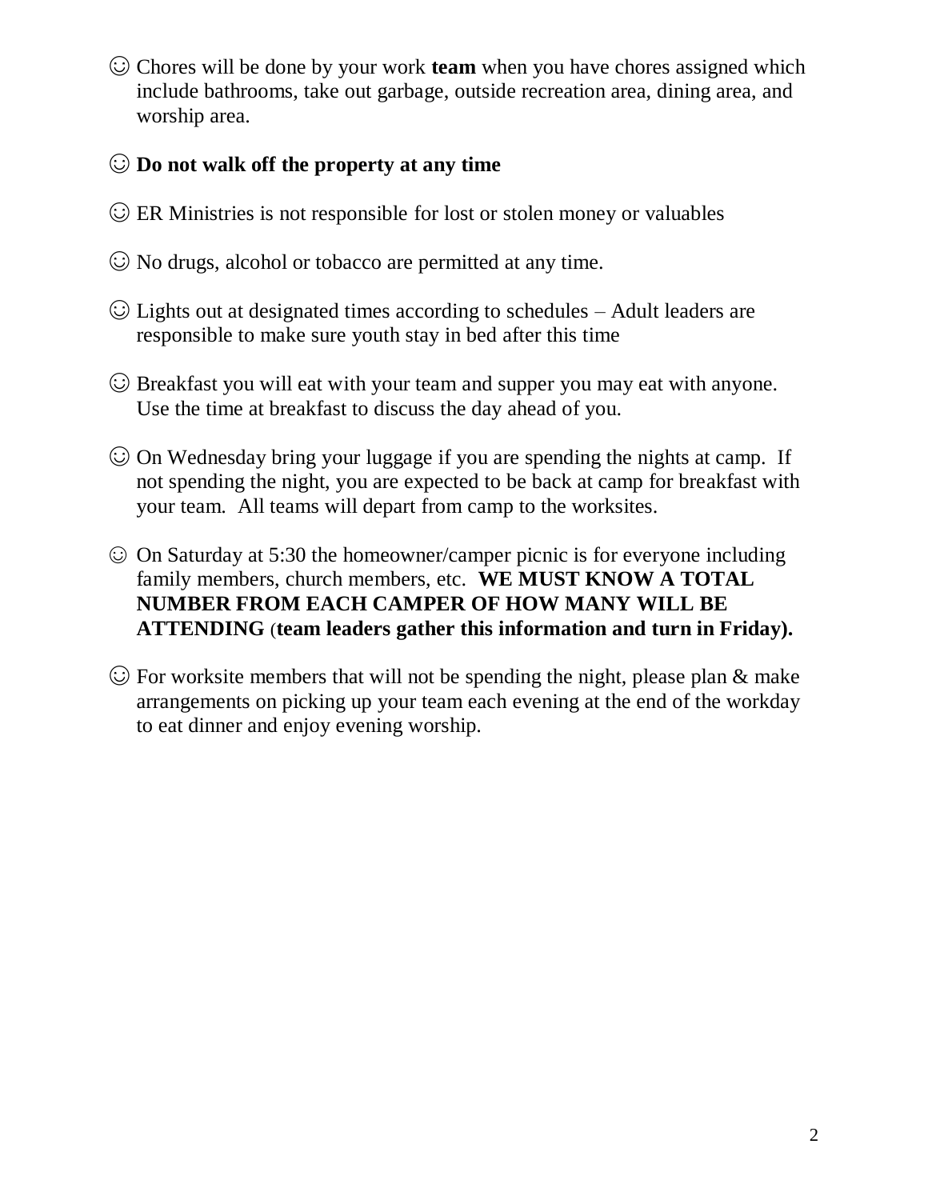- ☺ Chores will be done by your work **team** when you have chores assigned which include bathrooms, take out garbage, outside recreation area, dining area, and worship area.
- ☺ **Do not walk off the property at any time**
- ☺ ER Ministries is not responsible for lost or stolen money or valuables
- ☺ No drugs, alcohol or tobacco are permitted at any time.
- ☺ Lights out at designated times according to schedules – Adult leaders are responsible to make sure youth stay in bed after this time
- ☺ Breakfast you will eat with your team and supper you may eat with anyone. Use the time at breakfast to discuss the day ahead of you.
- ☺ On Wednesday bring your luggage if you are spending the nights at camp. If not spending the night, you are expected to be back at camp for breakfast with your team. All teams will depart from camp to the worksites.
- ☺ On Saturday at 5:30 the homeowner/camper picnic is for everyone including family members, church members, etc. **WE MUST KNOW A TOTAL NUMBER FROM EACH CAMPER OF HOW MANY WILL BE ATTENDING (team leaders gather this information and turn in Friday).**
- ☺ For worksite members that will not be spending the night, please plan & make arrangements on picking up your team each evening at the end of the workday to eat dinner and enjoy evening worship.